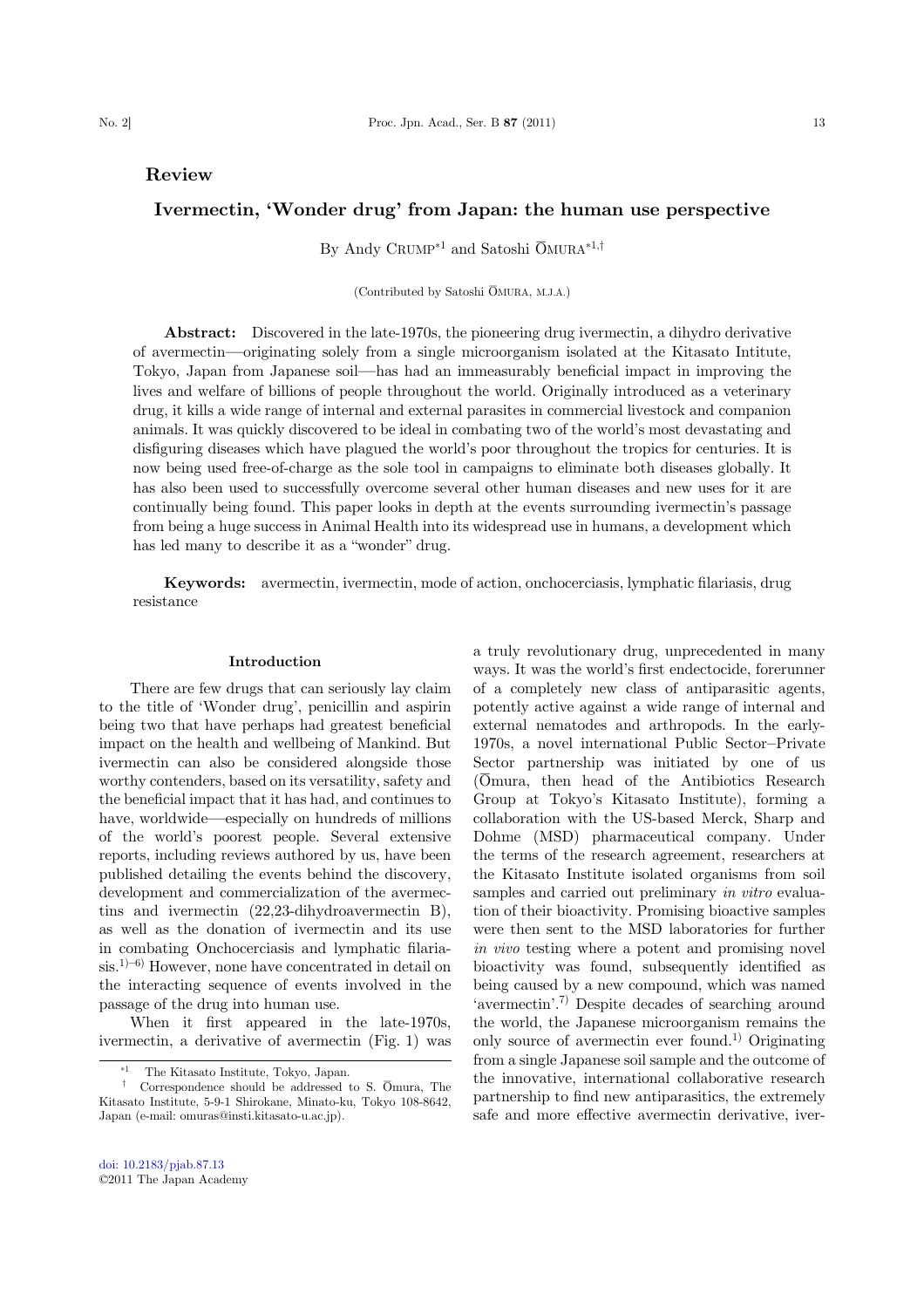## Review

# Ivermectin, 'Wonder drug' from Japan: the human use perspective

By Andy CRUMP[*1] and Satoshi ŌMURA[*1,†]

(Contributed by Satoshi ŌMURA, M.J.A.)

**Abstract:** Discovered in the late-1970s, the pioneering drug ivermectin, a dihydro derivative of avermectin—originating solely from a single microorganism isolated at the Kitasato Intitute, Tokyo, Japan from Japanese soil—has had an immeasurably beneficial impact in improving the lives and welfare of billions of people throughout the world. Originally introduced as a veterinary drug, it kills a wide range of internal and external parasites in commercial livestock and companion animals. It was quickly discovered to be ideal in combating two of the world's most devastating and disfiguring diseases which have plagued the world's poor throughout the tropics for centuries. It is now being used free-of-charge as the sole tool in campaigns to eliminate both diseases globally. It has also been used to successfully overcome several other human diseases and new uses for it are continually being found. This paper looks in depth at the events surrounding ivermectin's passage from being a huge success in Animal Health into its widespread use in humans, a development which has led many to describe it as a "wonder" drug.

**Keywords:** avermectin, ivermectin, mode of action, onchocerciasis, lymphatic filariasis, drug resistance

### Introduction

There are few drugs that can seriously lay claim to the title of 'Wonder drug', penicillin and aspirin being two that have perhaps had greatest beneficial impact on the health and wellbeing of Mankind. But ivermectin can also be considered alongside those worthy contenders, based on its versatility, safety and the beneficial impact that it has had, and continues to have, worldwide—especially on hundreds of millions of the world's poorest people. Several extensive reports, including reviews authored by us, have been published detailing the events behind the discovery, development and commercialization of the avermectins and ivermectin (22,23-dihydroavermectin B), as well as the donation of ivermectin and its use in combating Onchocerciasis and lymphatic filariasis.[1)–6)] However, none have concentrated in detail on the interacting sequence of events involved in the passage of the drug into human use.

When it first appeared in the late-1970s, ivermectin, a derivative of avermectin (Fig. 1) was a truly revolutionary drug, unprecedented in many ways. It was the world's first endectocide, forerunner of a completely new class of antiparasitic agents, potently active against a wide range of internal and external nematodes and arthropods. In the early-1970s, a novel international Public Sector–Private Sector partnership was initiated by one of us (Ōmura, then head of the Antibiotics Research Group at Tokyo's Kitasato Institute), forming a collaboration with the US-based Merck, Sharp and Dohme (MSD) pharmaceutical company. Under the terms of the research agreement, researchers at the Kitasato Institute isolated organisms from soil samples and carried out preliminary *in vitro* evaluation of their bioactivity. Promising bioactive samples were then sent to the MSD laboratories for further *in vivo* testing where a potent and promising novel bioactivity was found, subsequently identified as being caused by a new compound, which was named 'avermectin'.[7)] Despite decades of searching around the world, the Japanese microorganism remains the only source of avermectin ever found.[1)] Originating from a single Japanese soil sample and the outcome of the innovative, international collaborative research partnership to find new antiparasitics, the extremely safe and more effective avermectin derivative, iver-

---

[*1] The Kitasato Institute, Tokyo, Japan.

[†] Correspondence should be addressed to S. Ōmura, The Kitasato Institute, 5-9-1 Shirokane, Minato-ku, Tokyo 108-8642, Japan (e-mail: omuras@insti.kitasato-u.ac.jp).

doi: 10.2183/pjab.87.13
©2011 The Japan Academy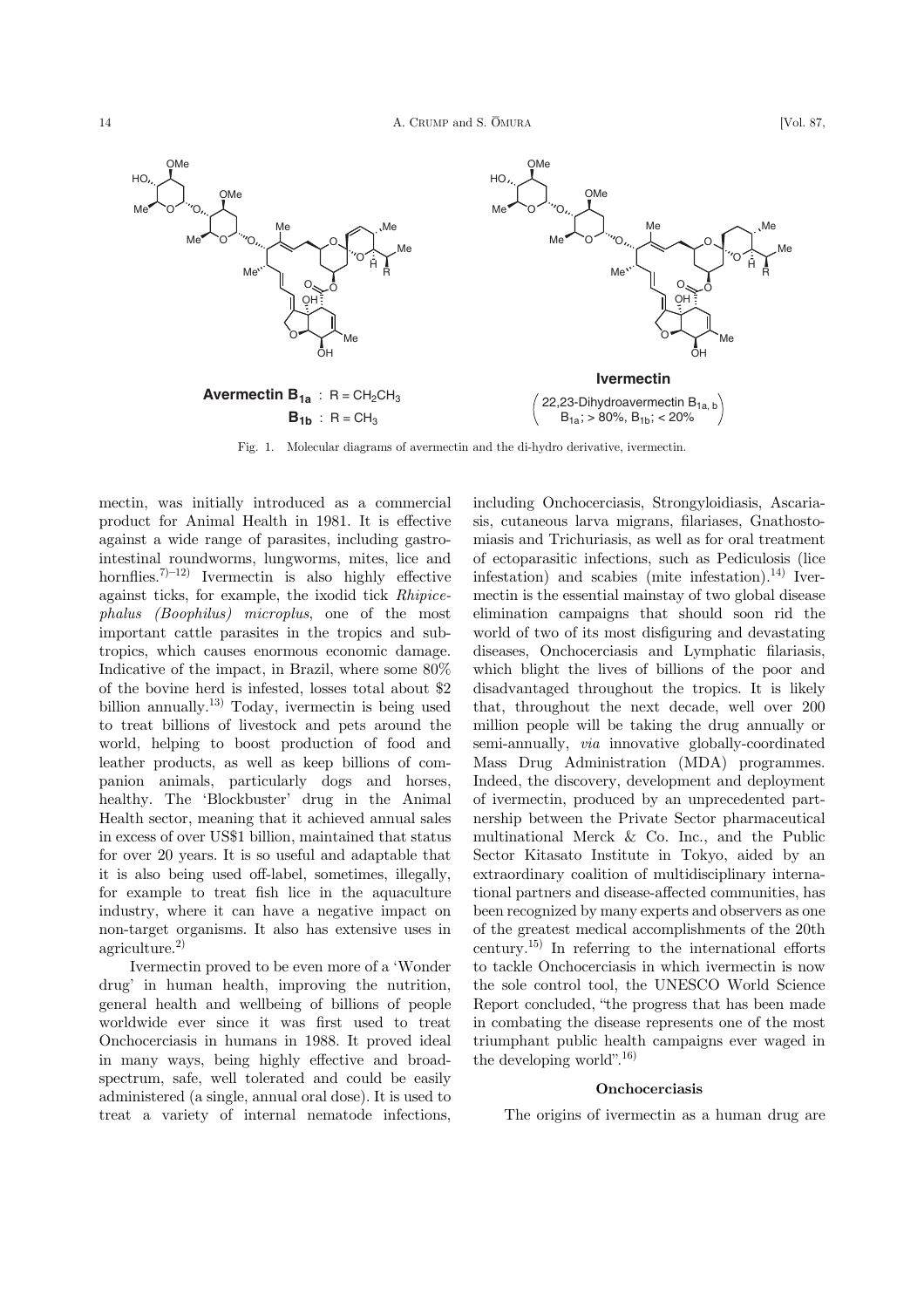**Avermectin $B_{1a}$** : R = $CH_2CH_3$

**$B_{1b}$** : R = $CH_3$

**Ivermectin**

(22,23-Dihydroavermectin $B_{1a,\,b}$; $B_{1a}$; > 80%, $B_{1b}$; < 20%)

Fig. 1. Molecular diagrams of avermectin and the di-hydro derivative, ivermectin.

mectin, was initially introduced as a commercial product for Animal Health in 1981. It is effective against a wide range of parasites, including gastro-intestinal roundworms, lungworms, mites, lice and hornflies.[7)–12)] Ivermectin is also highly effective against ticks, for example, the ixodid tick *Rhipicephalus (Boophilus) microplus*, one of the most important cattle parasites in the tropics and subtropics, which causes enormous economic damage. Indicative of the impact, in Brazil, where some 80% of the bovine herd is infested, losses total about $2 billion annually.[13)] Today, ivermectin is being used to treat billions of livestock and pets around the world, helping to boost production of food and leather products, as well as keep billions of companion animals, particularly dogs and horses, healthy. The 'Blockbuster' drug in the Animal Health sector, meaning that it achieved annual sales in excess of over US$1 billion, maintained that status for over 20 years. It is so useful and adaptable that it is also being used off-label, sometimes, illegally, for example to treat fish lice in the aquaculture industry, where it can have a negative impact on non-target organisms. It also has extensive uses in agriculture.[2)]

Ivermectin proved to be even more of a 'Wonder drug' in human health, improving the nutrition, general health and wellbeing of billions of people worldwide ever since it was first used to treat Onchocerciasis in humans in 1988. It proved ideal in many ways, being highly effective and broad-spectrum, safe, well tolerated and could be easily administered (a single, annual oral dose). It is used to treat a variety of internal nematode infections, including Onchocerciasis, Strongyloidiasis, Ascariasis, cutaneous larva migrans, filariases, Gnathostomiasis and Trichuriasis, as well as for oral treatment of ectoparasitic infections, such as Pediculosis (lice infestation) and scabies (mite infestation).[14)] Ivermectin is the essential mainstay of two global disease elimination campaigns that should soon rid the world of two of its most disfiguring and devastating diseases, Onchocerciasis and Lymphatic filariasis, which blight the lives of billions of the poor and disadvantaged throughout the tropics. It is likely that, throughout the next decade, well over 200 million people will be taking the drug annually or semi-annually, *via* innovative globally-coordinated Mass Drug Administration (MDA) programmes. Indeed, the discovery, development and deployment of ivermectin, produced by an unprecedented partnership between the Private Sector pharmaceutical multinational Merck & Co. Inc., and the Public Sector Kitasato Institute in Tokyo, aided by an extraordinary coalition of multidisciplinary international partners and disease-affected communities, has been recognized by many experts and observers as one of the greatest medical accomplishments of the 20th century.[15)] In referring to the international efforts to tackle Onchocerciasis in which ivermectin is now the sole control tool, the UNESCO World Science Report concluded, "the progress that has been made in combating the disease represents one of the most triumphant public health campaigns ever waged in the developing world".[16)]

## Onchocerciasis

The origins of ivermectin as a human drug are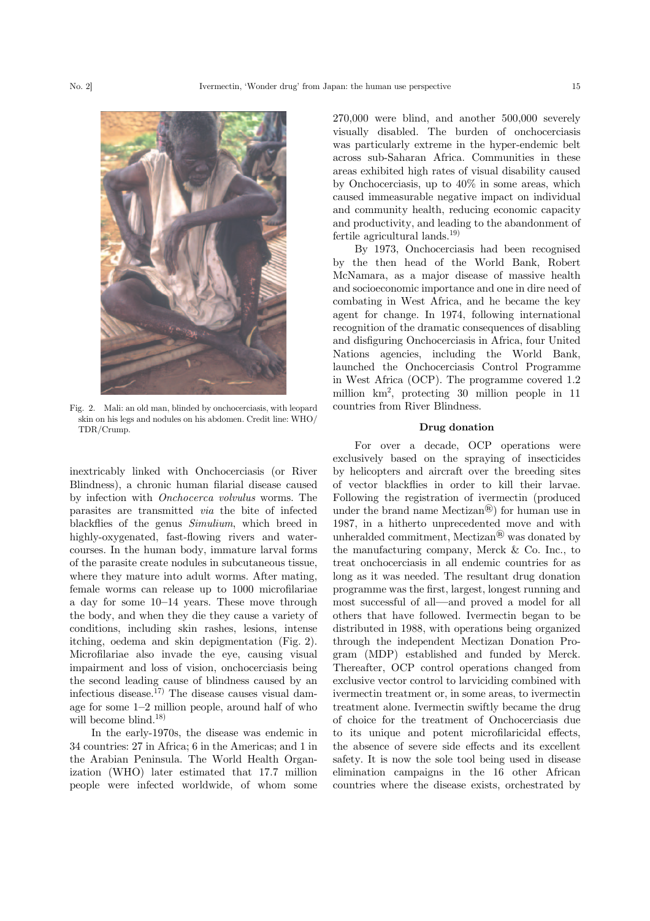Fig. 2. Mali: an old man, blinded by onchocerciasis, with leopard skin on his legs and nodules on his abdomen. Credit line: WHO/TDR/Crump.

inextricably linked with Onchocerciasis (or River Blindness), a chronic human filarial disease caused by infection with *Onchocerca volvulus* worms. The parasites are transmitted *via* the bite of infected blackflies of the genus *Simulium*, which breed in highly-oxygenated, fast-flowing rivers and watercourses. In the human body, immature larval forms of the parasite create nodules in subcutaneous tissue, where they mature into adult worms. After mating, female worms can release up to 1000 microfilariae a day for some 10–14 years. These move through the body, and when they die they cause a variety of conditions, including skin rashes, lesions, intense itching, oedema and skin depigmentation (Fig. 2). Microfilariae also invade the eye, causing visual impairment and loss of vision, onchocerciasis being the second leading cause of blindness caused by an infectious disease.[17] The disease causes visual damage for some 1–2 million people, around half of who will become blind.[18]

In the early-1970s, the disease was endemic in 34 countries: 27 in Africa; 6 in the Americas; and 1 in the Arabian Peninsula. The World Health Organization (WHO) later estimated that 17.7 million people were infected worldwide, of whom some 270,000 were blind, and another 500,000 severely visually disabled. The burden of onchocerciasis was particularly extreme in the hyper-endemic belt across sub-Saharan Africa. Communities in these areas exhibited high rates of visual disability caused by Onchocerciasis, up to 40% in some areas, which caused immeasurable negative impact on individual and community health, reducing economic capacity and productivity, and leading to the abandonment of fertile agricultural lands.[19]

By 1973, Onchocerciasis had been recognised by the then head of the World Bank, Robert McNamara, as a major disease of massive health and socioeconomic importance and one in dire need of combating in West Africa, and he became the key agent for change. In 1974, following international recognition of the dramatic consequences of disabling and disfiguring Onchocerciasis in Africa, four United Nations agencies, including the World Bank, launched the Onchocerciasis Control Programme in West Africa (OCP). The programme covered 1.2 million km$^2$, protecting 30 million people in 11 countries from River Blindness.

### Drug donation

For over a decade, OCP operations were exclusively based on the spraying of insecticides by helicopters and aircraft over the breeding sites of vector blackflies in order to kill their larvae. Following the registration of ivermectin (produced under the brand name Mectizan®) for human use in 1987, in a hitherto unprecedented move and with unheralded commitment, Mectizan® was donated by the manufacturing company, Merck & Co. Inc., to treat onchocerciasis in all endemic countries for as long as it was needed. The resultant drug donation programme was the first, largest, longest running and most successful of all—and proved a model for all others that have followed. Ivermectin began to be distributed in 1988, with operations being organized through the independent Mectizan Donation Program (MDP) established and funded by Merck. Thereafter, OCP control operations changed from exclusive vector control to larviciding combined with ivermectin treatment or, in some areas, to ivermectin treatment alone. Ivermectin swiftly became the drug of choice for the treatment of Onchocerciasis due to its unique and potent microfilaricidal effects, the absence of severe side effects and its excellent safety. It is now the sole tool being used in disease elimination campaigns in the 16 other African countries where the disease exists, orchestrated by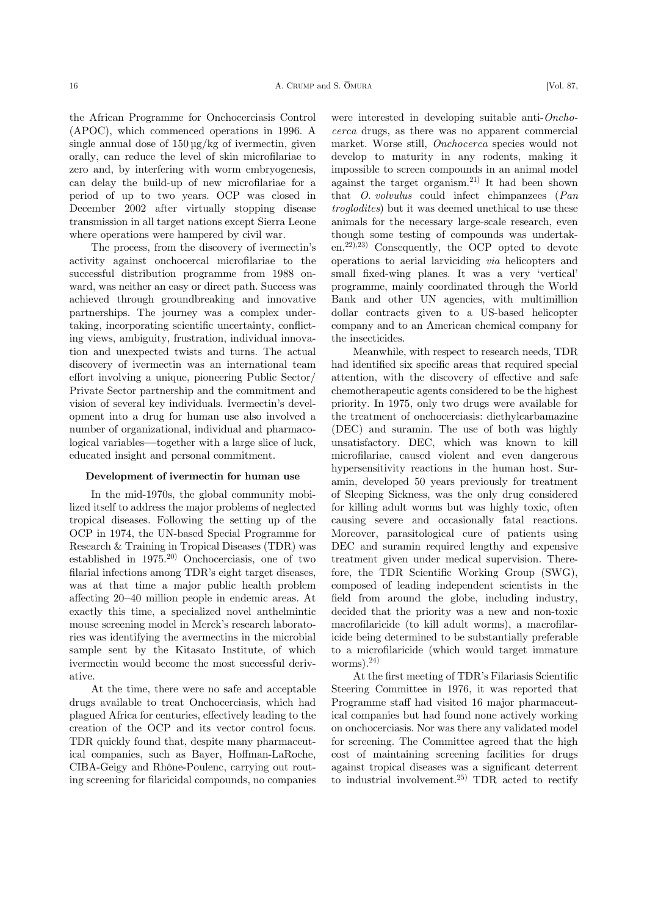the African Programme for Onchocerciasis Control (APOC), which commenced operations in 1996. A single annual dose of 150 µg/kg of ivermectin, given orally, can reduce the level of skin microfilariae to zero and, by interfering with worm embryogenesis, can delay the build-up of new microfilariae for a period of up to two years. OCP was closed in December 2002 after virtually stopping disease transmission in all target nations except Sierra Leone where operations were hampered by civil war.

The process, from the discovery of ivermectin's activity against onchocercal microfilariae to the successful distribution programme from 1988 onward, was neither an easy or direct path. Success was achieved through groundbreaking and innovative partnerships. The journey was a complex undertaking, incorporating scientific uncertainty, conflicting views, ambiguity, frustration, individual innovation and unexpected twists and turns. The actual discovery of ivermectin was an international team effort involving a unique, pioneering Public Sector/Private Sector partnership and the commitment and vision of several key individuals. Ivermectin's development into a drug for human use also involved a number of organizational, individual and pharmacological variables—together with a large slice of luck, educated insight and personal commitment.

### Development of ivermectin for human use

In the mid-1970s, the global community mobilized itself to address the major problems of neglected tropical diseases. Following the setting up of the OCP in 1974, the UN-based Special Programme for Research & Training in Tropical Diseases (TDR) was established in 1975.[20] Onchocerciasis, one of two filarial infections among TDR's eight target diseases, was at that time a major public health problem affecting 20–40 million people in endemic areas. At exactly this time, a specialized novel anthelmintic mouse screening model in Merck's research laboratories was identifying the avermectins in the microbial sample sent by the Kitasato Institute, of which ivermectin would become the most successful derivative.

At the time, there were no safe and acceptable drugs available to treat Onchocerciasis, which had plagued Africa for centuries, effectively leading to the creation of the OCP and its vector control focus. TDR quickly found that, despite many pharmaceutical companies, such as Bayer, Hoffman-LaRoche, CIBA-Geigy and Rhône-Poulenc, carrying out routing screening for filaricidal compounds, no companies were interested in developing suitable anti-*Onchocerca* drugs, as there was no apparent commercial market. Worse still, *Onchocerca* species would not develop to maturity in any rodents, making it impossible to screen compounds in an animal model against the target organism.[21] It had been shown that *O. volvulus* could infect chimpanzees (*Pan troglodites*) but it was deemed unethical to use these animals for the necessary large-scale research, even though some testing of compounds was undertaken.[22,23] Consequently, the OCP opted to devote operations to aerial larviciding *via* helicopters and small fixed-wing planes. It was a very 'vertical' programme, mainly coordinated through the World Bank and other UN agencies, with multimillion dollar contracts given to a US-based helicopter company and to an American chemical company for the insecticides.

Meanwhile, with respect to research needs, TDR had identified six specific areas that required special attention, with the discovery of effective and safe chemotherapeutic agents considered to be the highest priority. In 1975, only two drugs were available for the treatment of onchocerciasis: diethylcarbamazine (DEC) and suramin. The use of both was highly unsatisfactory. DEC, which was known to kill microfilariae, caused violent and even dangerous hypersensitivity reactions in the human host. Suramin, developed 50 years previously for treatment of Sleeping Sickness, was the only drug considered for killing adult worms but was highly toxic, often causing severe and occasionally fatal reactions. Moreover, parasitological cure of patients using DEC and suramin required lengthy and expensive treatment given under medical supervision. Therefore, the TDR Scientific Working Group (SWG), composed of leading independent scientists in the field from around the globe, including industry, decided that the priority was a new and non-toxic macrofilaricide (to kill adult worms), a macrofilaricide being determined to be substantially preferable to a microfilaricide (which would target immature worms).[24]

At the first meeting of TDR's Filariasis Scientific Steering Committee in 1976, it was reported that Programme staff had visited 16 major pharmaceutical companies but had found none actively working on onchocerciasis. Nor was there any validated model for screening. The Committee agreed that the high cost of maintaining screening facilities for drugs against tropical diseases was a significant deterrent to industrial involvement.[25] TDR acted to rectify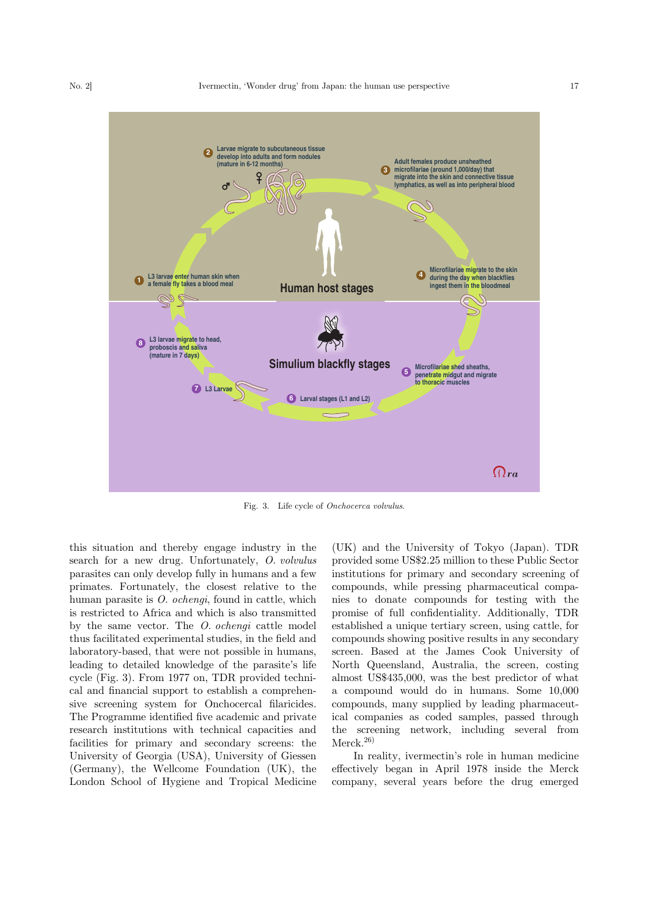Fig. 3. Life cycle of *Onchocerca volvulus*.

this situation and thereby engage industry in the search for a new drug. Unfortunately, *O. volvulus* parasites can only develop fully in humans and a few primates. Fortunately, the closest relative to the human parasite is *O. ochengi*, found in cattle, which is restricted to Africa and which is also transmitted by the same vector. The *O. ochengi* cattle model thus facilitated experimental studies, in the field and laboratory-based, that were not possible in humans, leading to detailed knowledge of the parasite's life cycle (Fig. 3). From 1977 on, TDR provided technical and financial support to establish a comprehensive screening system for Onchocercal filaricides. The Programme identified five academic and private research institutions with technical capacities and facilities for primary and secondary screens: the University of Georgia (USA), University of Giessen (Germany), the Wellcome Foundation (UK), the London School of Hygiene and Tropical Medicine (UK) and the University of Tokyo (Japan). TDR provided some US$2.25 million to these Public Sector institutions for primary and secondary screening of compounds, while pressing pharmaceutical companies to donate compounds for testing with the promise of full confidentiality. Additionally, TDR established a unique tertiary screen, using cattle, for compounds showing positive results in any secondary screen. Based at the James Cook University of North Queensland, Australia, the screen, costing almost US$435,000, was the best predictor of what a compound would do in humans. Some 10,000 compounds, many supplied by leading pharmaceutical companies as coded samples, passed through the screening network, including several from Merck.[26]

In reality, ivermectin's role in human medicine effectively began in April 1978 inside the Merck company, several years before the drug emerged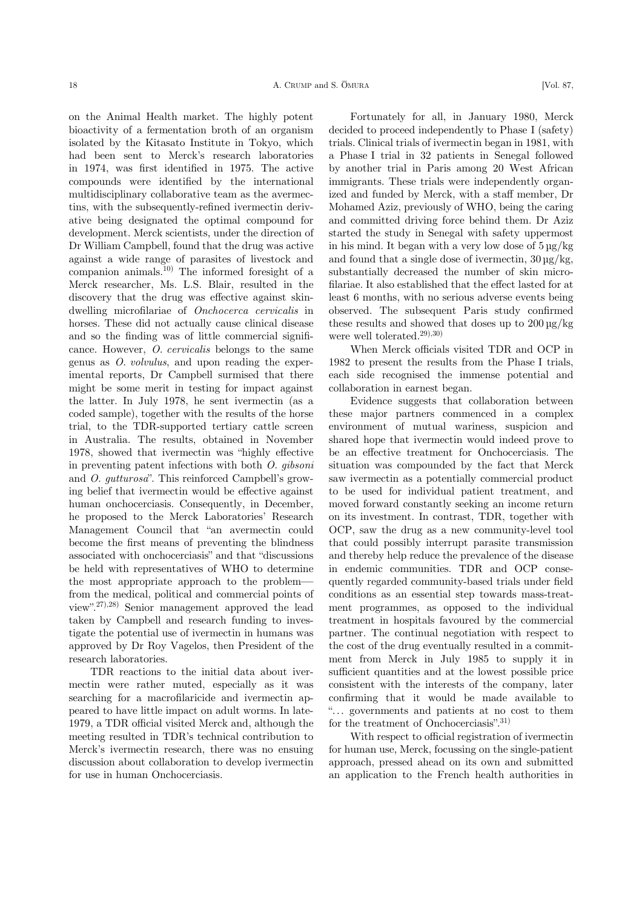on the Animal Health market. The highly potent bioactivity of a fermentation broth of an organism isolated by the Kitasato Institute in Tokyo, which had been sent to Merck's research laboratories in 1974, was first identified in 1975. The active compounds were identified by the international multidisciplinary collaborative team as the avermectins, with the subsequently-refined ivermectin derivative being designated the optimal compound for development. Merck scientists, under the direction of Dr William Campbell, found that the drug was active against a wide range of parasites of livestock and companion animals.[10] The informed foresight of a Merck researcher, Ms. L.S. Blair, resulted in the discovery that the drug was effective against skin-dwelling microfilariae of *Onchocerca cervicalis* in horses. These did not actually cause clinical disease and so the finding was of little commercial significance. However, *O. cervicalis* belongs to the same genus as *O. volvulus*, and upon reading the experimental reports, Dr Campbell surmised that there might be some merit in testing for impact against the latter. In July 1978, he sent ivermectin (as a coded sample), together with the results of the horse trial, to the TDR-supported tertiary cattle screen in Australia. The results, obtained in November 1978, showed that ivermectin was "highly effective in preventing patent infections with both *O. gibsoni* and *O. gutturosa*". This reinforced Campbell's growing belief that ivermectin would be effective against human onchocerciasis. Consequently, in December, he proposed to the Merck Laboratories' Research Management Council that "an avermectin could become the first means of preventing the blindness associated with onchocerciasis" and that "discussions be held with representatives of WHO to determine the most appropriate approach to the problem—from the medical, political and commercial points of view".[27),28)] Senior management approved the lead taken by Campbell and research funding to investigate the potential use of ivermectin in humans was approved by Dr Roy Vagelos, then President of the research laboratories.

TDR reactions to the initial data about ivermectin were rather muted, especially as it was searching for a macrofilaricide and ivermectin appeared to have little impact on adult worms. In late-1979, a TDR official visited Merck and, although the meeting resulted in TDR's technical contribution to Merck's ivermectin research, there was no ensuing discussion about collaboration to develop ivermectin for use in human Onchocerciasis.

Fortunately for all, in January 1980, Merck decided to proceed independently to Phase I (safety) trials. Clinical trials of ivermectin began in 1981, with a Phase I trial in 32 patients in Senegal followed by another trial in Paris among 20 West African immigrants. These trials were independently organized and funded by Merck, with a staff member, Dr Mohamed Aziz, previously of WHO, being the caring and committed driving force behind them. Dr Aziz started the study in Senegal with safety uppermost in his mind. It began with a very low dose of 5 µg/kg and found that a single dose of ivermectin, 30 µg/kg, substantially decreased the number of skin microfilariae. It also established that the effect lasted for at least 6 months, with no serious adverse events being observed. The subsequent Paris study confirmed these results and showed that doses up to 200 µg/kg were well tolerated.[29),30)]

When Merck officials visited TDR and OCP in 1982 to present the results from the Phase I trials, each side recognised the immense potential and collaboration in earnest began.

Evidence suggests that collaboration between these major partners commenced in a complex environment of mutual wariness, suspicion and shared hope that ivermectin would indeed prove to be an effective treatment for Onchocerciasis. The situation was compounded by the fact that Merck saw ivermectin as a potentially commercial product to be used for individual patient treatment, and moved forward constantly seeking an income return on its investment. In contrast, TDR, together with OCP, saw the drug as a new community-level tool that could possibly interrupt parasite transmission and thereby help reduce the prevalence of the disease in endemic communities. TDR and OCP consequently regarded community-based trials under field conditions as an essential step towards mass-treatment programmes, as opposed to the individual treatment in hospitals favoured by the commercial partner. The continual negotiation with respect to the cost of the drug eventually resulted in a commitment from Merck in July 1985 to supply it in sufficient quantities and at the lowest possible price consistent with the interests of the company, later confirming that it would be made available to "… governments and patients at no cost to them for the treatment of Onchocerciasis".[31)]

With respect to official registration of ivermectin for human use, Merck, focussing on the single-patient approach, pressed ahead on its own and submitted an application to the French health authorities in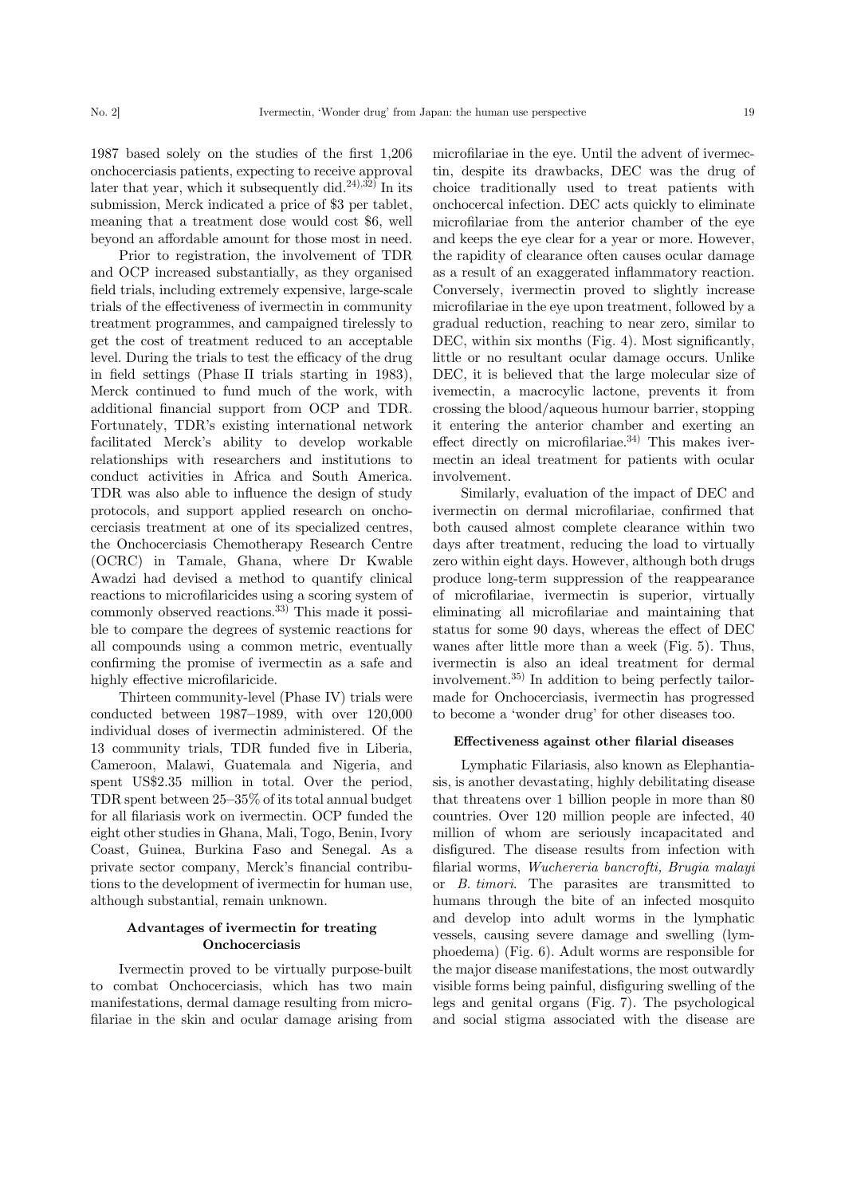1987 based solely on the studies of the first 1,206 onchocerciasis patients, expecting to receive approval later that year, which it subsequently did.[24),32)] In its submission, Merck indicated a price of $3 per tablet, meaning that a treatment dose would cost $6, well beyond an affordable amount for those most in need.

Prior to registration, the involvement of TDR and OCP increased substantially, as they organised field trials, including extremely expensive, large-scale trials of the effectiveness of ivermectin in community treatment programmes, and campaigned tirelessly to get the cost of treatment reduced to an acceptable level. During the trials to test the efficacy of the drug in field settings (Phase II trials starting in 1983), Merck continued to fund much of the work, with additional financial support from OCP and TDR. Fortunately, TDR's existing international network facilitated Merck's ability to develop workable relationships with researchers and institutions to conduct activities in Africa and South America. TDR was also able to influence the design of study protocols, and support applied research on onchocerciasis treatment at one of its specialized centres, the Onchocerciasis Chemotherapy Research Centre (OCRC) in Tamale, Ghana, where Dr Kwable Awadzi had devised a method to quantify clinical reactions to microfilaricides using a scoring system of commonly observed reactions.[33)] This made it possible to compare the degrees of systemic reactions for all compounds using a common metric, eventually confirming the promise of ivermectin as a safe and highly effective microfilaricide.

Thirteen community-level (Phase IV) trials were conducted between 1987–1989, with over 120,000 individual doses of ivermectin administered. Of the 13 community trials, TDR funded five in Liberia, Cameroon, Malawi, Guatemala and Nigeria, and spent US$2.35 million in total. Over the period, TDR spent between 25–35% of its total annual budget for all filariasis work on ivermectin. OCP funded the eight other studies in Ghana, Mali, Togo, Benin, Ivory Coast, Guinea, Burkina Faso and Senegal. As a private sector company, Merck's financial contributions to the development of ivermectin for human use, although substantial, remain unknown.

### Advantages of ivermectin for treating Onchocerciasis

Ivermectin proved to be virtually purpose-built to combat Onchocerciasis, which has two main manifestations, dermal damage resulting from microfilariae in the skin and ocular damage arising from microfilariae in the eye. Until the advent of ivermectin, despite its drawbacks, DEC was the drug of choice traditionally used to treat patients with onchocercal infection. DEC acts quickly to eliminate microfilariae from the anterior chamber of the eye and keeps the eye clear for a year or more. However, the rapidity of clearance often causes ocular damage as a result of an exaggerated inflammatory reaction. Conversely, ivermectin proved to slightly increase microfilariae in the eye upon treatment, followed by a gradual reduction, reaching to near zero, similar to DEC, within six months (Fig. 4). Most significantly, little or no resultant ocular damage occurs. Unlike DEC, it is believed that the large molecular size of ivemectin, a macrocylic lactone, prevents it from crossing the blood/aqueous humour barrier, stopping it entering the anterior chamber and exerting an effect directly on microfilariae.[34)] This makes ivermectin an ideal treatment for patients with ocular involvement.

Similarly, evaluation of the impact of DEC and ivermectin on dermal microfilariae, confirmed that both caused almost complete clearance within two days after treatment, reducing the load to virtually zero within eight days. However, although both drugs produce long-term suppression of the reappearance of microfilariae, ivermectin is superior, virtually eliminating all microfilariae and maintaining that status for some 90 days, whereas the effect of DEC wanes after little more than a week (Fig. 5). Thus, ivermectin is also an ideal treatment for dermal involvement.[35)] In addition to being perfectly tailormade for Onchocerciasis, ivermectin has progressed to become a 'wonder drug' for other diseases too.

### Effectiveness against other filarial diseases

Lymphatic Filariasis, also known as Elephantiasis, is another devastating, highly debilitating disease that threatens over 1 billion people in more than 80 countries. Over 120 million people are infected, 40 million of whom are seriously incapacitated and disfigured. The disease results from infection with filarial worms, *Wuchereria bancrofti, Brugia malayi* or *B. timori*. The parasites are transmitted to humans through the bite of an infected mosquito and develop into adult worms in the lymphatic vessels, causing severe damage and swelling (lymphoedema) (Fig. 6). Adult worms are responsible for the major disease manifestations, the most outwardly visible forms being painful, disfiguring swelling of the legs and genital organs (Fig. 7). The psychological and social stigma associated with the disease are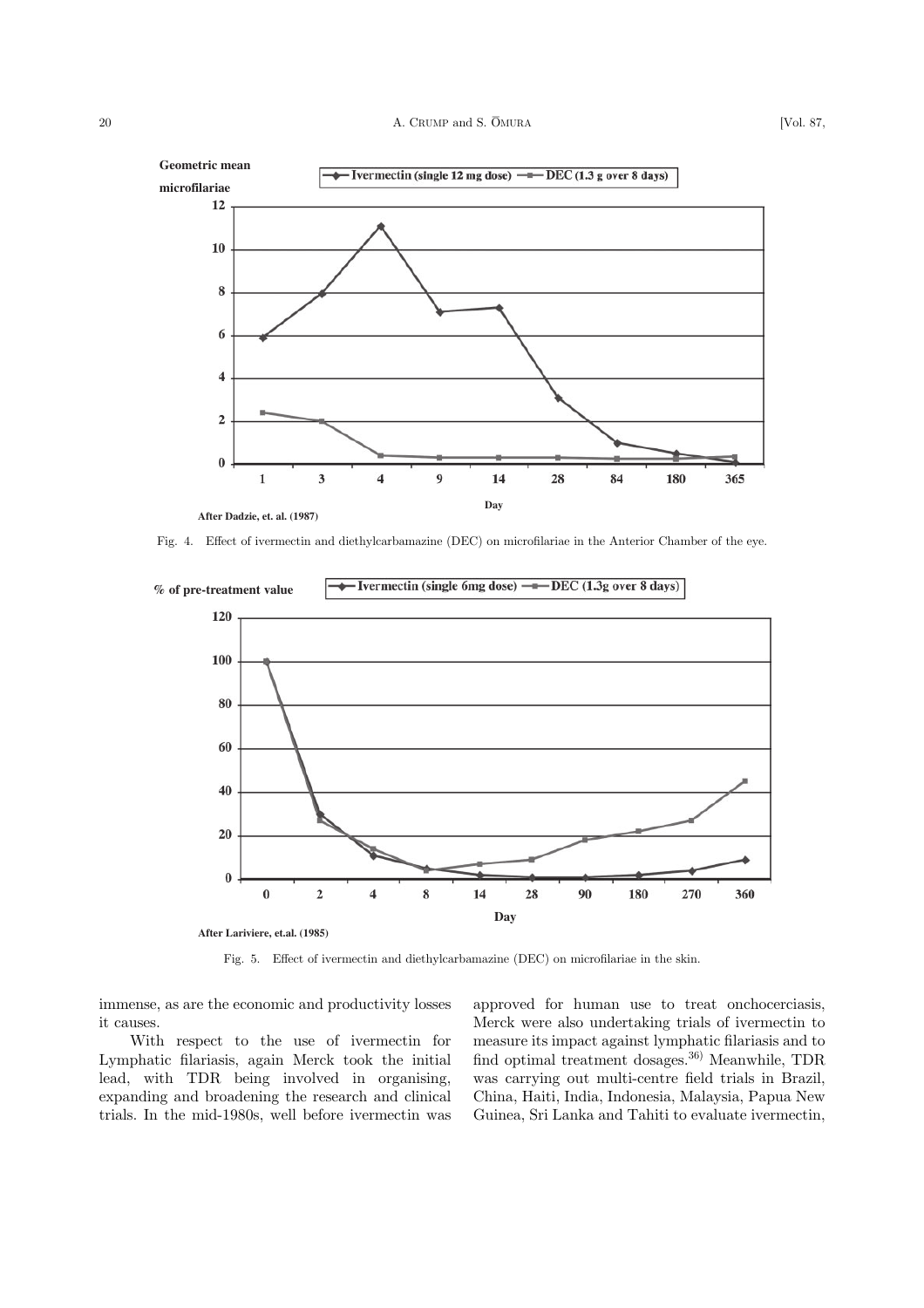Fig. 4. Effect of ivermectin and diethylcarbamazine (DEC) on microfilariae in the Anterior Chamber of the eye.

Fig. 5. Effect of ivermectin and diethylcarbamazine (DEC) on microfilariae in the skin.

immense, as are the economic and productivity losses it causes.

With respect to the use of ivermectin for Lymphatic filariasis, again Merck took the initial lead, with TDR being involved in organising, expanding and broadening the research and clinical trials. In the mid-1980s, well before ivermectin was approved for human use to treat onchocerciasis, Merck were also undertaking trials of ivermectin to measure its impact against lymphatic filariasis and to find optimal treatment dosages.[36] Meanwhile, TDR was carrying out multi-centre field trials in Brazil, China, Haiti, India, Indonesia, Malaysia, Papua New Guinea, Sri Lanka and Tahiti to evaluate ivermectin,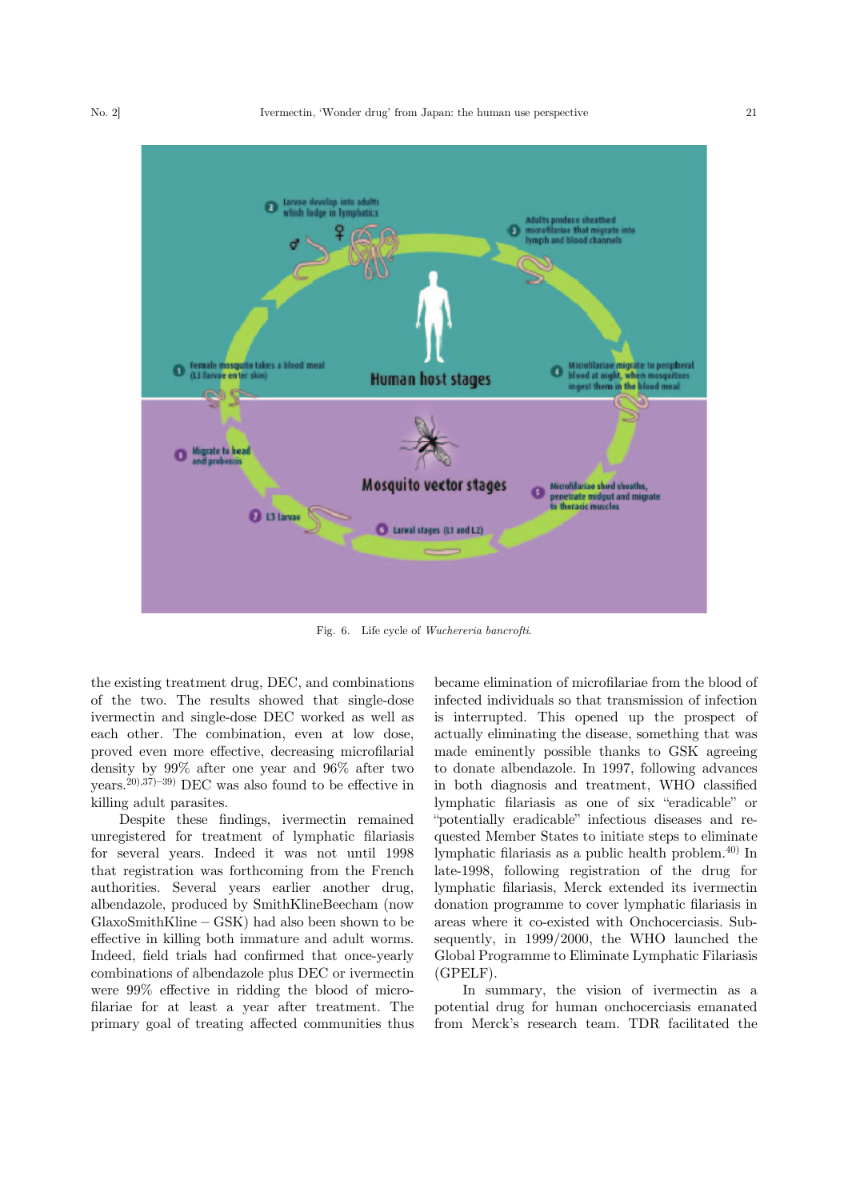Fig. 6. Life cycle of *Wuchereria bancrofti*.

the existing treatment drug, DEC, and combinations of the two. The results showed that single-dose ivermectin and single-dose DEC worked as well as each other. The combination, even at low dose, proved even more effective, decreasing microfilarial density by 99% after one year and 96% after two years.[20),37)–39)] DEC was also found to be effective in killing adult parasites.

Despite these findings, ivermectin remained unregistered for treatment of lymphatic filariasis for several years. Indeed it was not until 1998 that registration was forthcoming from the French authorities. Several years earlier another drug, albendazole, produced by SmithKlineBeecham (now GlaxoSmithKline – GSK) had also been shown to be effective in killing both immature and adult worms. Indeed, field trials had confirmed that once-yearly combinations of albendazole plus DEC or ivermectin were 99% effective in ridding the blood of microfilariae for at least a year after treatment. The primary goal of treating affected communities thus became elimination of microfilariae from the blood of infected individuals so that transmission of infection is interrupted. This opened up the prospect of actually eliminating the disease, something that was made eminently possible thanks to GSK agreeing to donate albendazole. In 1997, following advances in both diagnosis and treatment, WHO classified lymphatic filariasis as one of six "eradicable" or "potentially eradicable" infectious diseases and requested Member States to initiate steps to eliminate lymphatic filariasis as a public health problem.[40)] In late-1998, following registration of the drug for lymphatic filariasis, Merck extended its ivermectin donation programme to cover lymphatic filariasis in areas where it co-existed with Onchocerciasis. Subsequently, in 1999/2000, the WHO launched the Global Programme to Eliminate Lymphatic Filariasis (GPELF).

In summary, the vision of ivermectin as a potential drug for human onchocerciasis emanated from Merck's research team. TDR facilitated the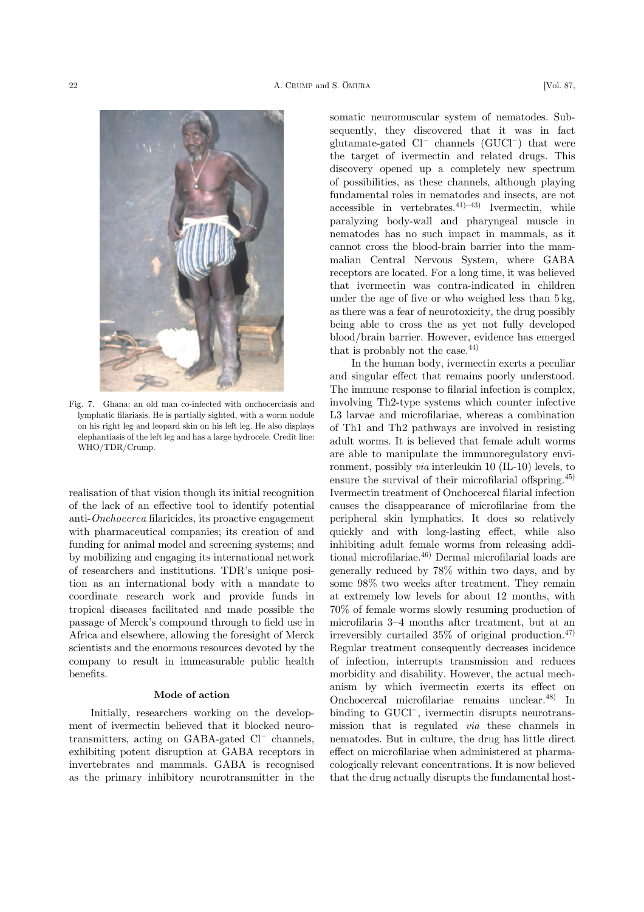Fig. 7. Ghana: an old man co-infected with onchocerciasis and lymphatic filariasis. He is partially sighted, with a worm nodule on his right leg and leopard skin on his left leg. He also displays elephantiasis of the left leg and has a large hydrocele. Credit line: WHO/TDR/Crump.

realisation of that vision though its initial recognition of the lack of an effective tool to identify potential anti-*Onchocerca* filaricides, its proactive engagement with pharmaceutical companies; its creation of and funding for animal model and screening systems; and by mobilizing and engaging its international network of researchers and institutions. TDR's unique position as an international body with a mandate to coordinate research work and provide funds in tropical diseases facilitated and made possible the passage of Merck's compound through to field use in Africa and elsewhere, allowing the foresight of Merck scientists and the enormous resources devoted by the company to result in immeasurable public health benefits.

### Mode of action

Initially, researchers working on the development of ivermectin believed that it blocked neurotransmitters, acting on GABA-gated $Cl^-$ channels, exhibiting potent disruption at GABA receptors in invertebrates and mammals. GABA is recognised as the primary inhibitory neurotransmitter in the somatic neuromuscular system of nematodes. Subsequently, they discovered that it was in fact glutamate-gated $Cl^-$ channels ($GUCl^-$) that were the target of ivermectin and related drugs. This discovery opened up a completely new spectrum of possibilities, as these channels, although playing fundamental roles in nematodes and insects, are not accessible in vertebrates.[41)–43)] Ivermectin, while paralyzing body-wall and pharyngeal muscle in nematodes has no such impact in mammals, as it cannot cross the blood-brain barrier into the mammalian Central Nervous System, where GABA receptors are located. For a long time, it was believed that ivermectin was contra-indicated in children under the age of five or who weighed less than 5 kg, as there was a fear of neurotoxicity, the drug possibly being able to cross the as yet not fully developed blood/brain barrier. However, evidence has emerged that is probably not the case.[44)]

In the human body, ivermectin exerts a peculiar and singular effect that remains poorly understood. The immune response to filarial infection is complex, involving Th2-type systems which counter infective L3 larvae and microfilariae, whereas a combination of Th1 and Th2 pathways are involved in resisting adult worms. It is believed that female adult worms are able to manipulate the immunoregulatory environment, possibly *via* interleukin 10 (IL-10) levels, to ensure the survival of their microfilarial offspring.[45)] Ivermectin treatment of Onchocercal filarial infection causes the disappearance of microfilariae from the peripheral skin lymphatics. It does so relatively quickly and with long-lasting effect, while also inhibiting adult female worms from releasing additional microfilariae.[46)] Dermal microfilarial loads are generally reduced by 78% within two days, and by some 98% two weeks after treatment. They remain at extremely low levels for about 12 months, with 70% of female worms slowly resuming production of microfilaria 3–4 months after treatment, but at an irreversibly curtailed 35% of original production.[47)] Regular treatment consequently decreases incidence of infection, interrupts transmission and reduces morbidity and disability. However, the actual mechanism by which ivermectin exerts its effect on Onchocercal microfilariae remains unclear.[48)] In binding to $GUCl^-$, ivermectin disrupts neurotransmission that is regulated *via* these channels in nematodes. But in culture, the drug has little direct effect on microfilariae when administered at pharmacologically relevant concentrations. It is now believed that the drug actually disrupts the fundamental host-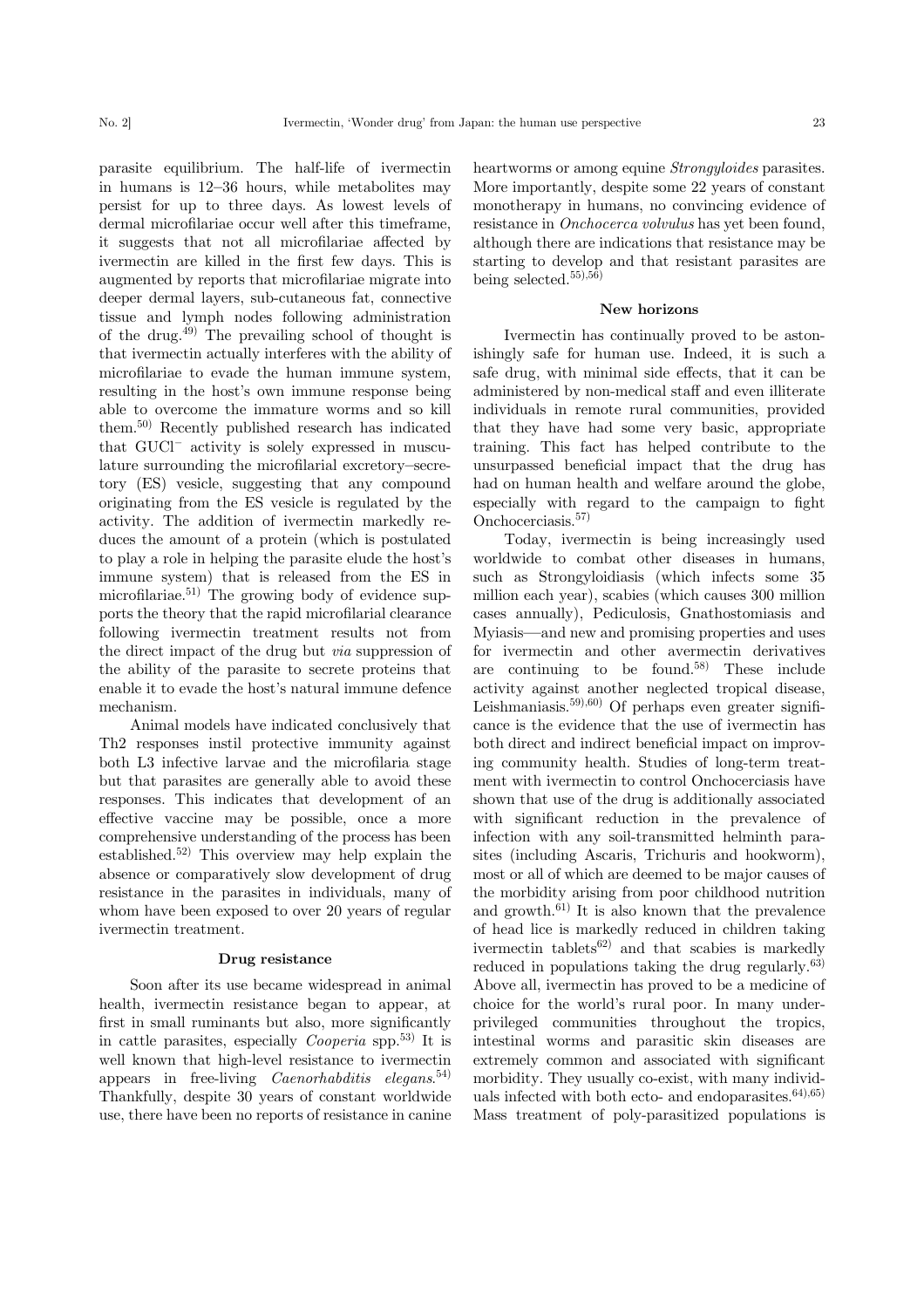parasite equilibrium. The half-life of ivermectin in humans is 12–36 hours, while metabolites may persist for up to three days. As lowest levels of dermal microfilariae occur well after this timeframe, it suggests that not all microfilariae affected by ivermectin are killed in the first few days. This is augmented by reports that microfilariae migrate into deeper dermal layers, sub-cutaneous fat, connective tissue and lymph nodes following administration of the drug.[49] The prevailing school of thought is that ivermectin actually interferes with the ability of microfilariae to evade the human immune system, resulting in the host's own immune response being able to overcome the immature worms and so kill them.[50] Recently published research has indicated that $GUCl^-$ activity is solely expressed in musculature surrounding the microfilarial excretory–secretory (ES) vesicle, suggesting that any compound originating from the ES vesicle is regulated by the activity. The addition of ivermectin markedly reduces the amount of a protein (which is postulated to play a role in helping the parasite elude the host's immune system) that is released from the ES in microfilariae.[51] The growing body of evidence supports the theory that the rapid microfilarial clearance following ivermectin treatment results not from the direct impact of the drug but *via* suppression of the ability of the parasite to secrete proteins that enable it to evade the host's natural immune defence mechanism.

Animal models have indicated conclusively that Th2 responses instil protective immunity against both L3 infective larvae and the microfilaria stage but that parasites are generally able to avoid these responses. This indicates that development of an effective vaccine may be possible, once a more comprehensive understanding of the process has been established.[52] This overview may help explain the absence or comparatively slow development of drug resistance in the parasites in individuals, many of whom have been exposed to over 20 years of regular ivermectin treatment.

## Drug resistance

Soon after its use became widespread in animal health, ivermectin resistance began to appear, at first in small ruminants but also, more significantly in cattle parasites, especially *Cooperia* spp.[53] It is well known that high-level resistance to ivermectin appears in free-living *Caenorhabditis elegans*.[54] Thankfully, despite 30 years of constant worldwide use, there have been no reports of resistance in canine heartworms or among equine *Strongyloides* parasites. More importantly, despite some 22 years of constant monotherapy in humans, no convincing evidence of resistance in *Onchocerca volvulus* has yet been found, although there are indications that resistance may be starting to develop and that resistant parasites are being selected.[55),56)]

## New horizons

Ivermectin has continually proved to be astonishingly safe for human use. Indeed, it is such a safe drug, with minimal side effects, that it can be administered by non-medical staff and even illiterate individuals in remote rural communities, provided that they have had some very basic, appropriate training. This fact has helped contribute to the unsurpassed beneficial impact that the drug has had on human health and welfare around the globe, especially with regard to the campaign to fight Onchocerciasis.[57]

Today, ivermectin is being increasingly used worldwide to combat other diseases in humans, such as Strongyloidiasis (which infects some 35 million each year), scabies (which causes 300 million cases annually), Pediculosis, Gnathostomiasis and Myiasis—and new and promising properties and uses for ivermectin and other avermectin derivatives are continuing to be found.[58] These include activity against another neglected tropical disease, Leishmaniasis.[59),60)] Of perhaps even greater significance is the evidence that the use of ivermectin has both direct and indirect beneficial impact on improving community health. Studies of long-term treatment with ivermectin to control Onchocerciasis have shown that use of the drug is additionally associated with significant reduction in the prevalence of infection with any soil-transmitted helminth parasites (including Ascaris, Trichuris and hookworm), most or all of which are deemed to be major causes of the morbidity arising from poor childhood nutrition and growth.[61] It is also known that the prevalence of head lice is markedly reduced in children taking ivermectin tablets[62] and that scabies is markedly reduced in populations taking the drug regularly.[63] Above all, ivermectin has proved to be a medicine of choice for the world's rural poor. In many underprivileged communities throughout the tropics, intestinal worms and parasitic skin diseases are extremely common and associated with significant morbidity. They usually co-exist, with many individuals infected with both ecto- and endoparasites.[64),65)] Mass treatment of poly-parasitized populations is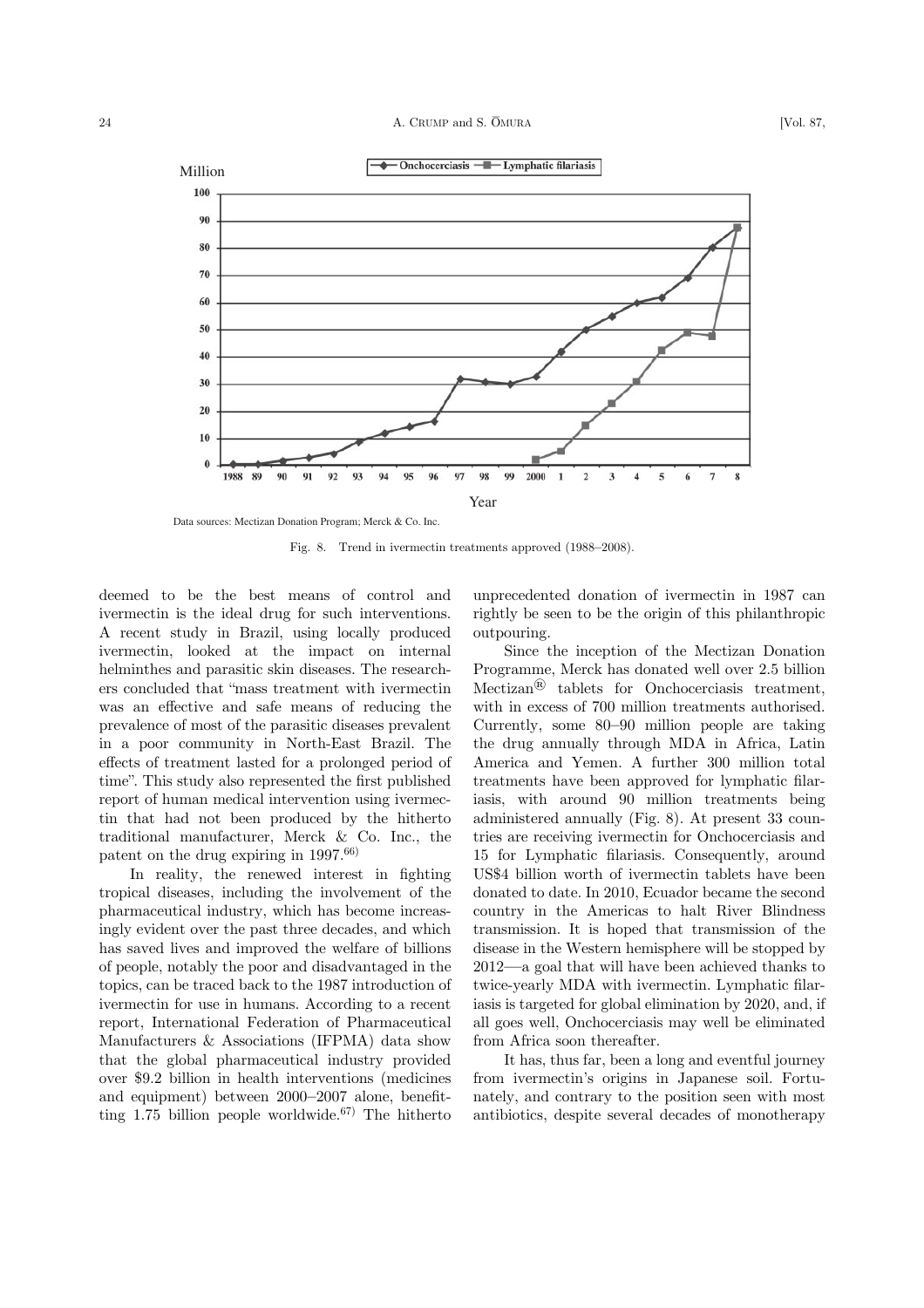Fig. 8. Trend in ivermectin treatments approved (1988–2008).

deemed to be the best means of control and ivermectin is the ideal drug for such interventions. A recent study in Brazil, using locally produced ivermectin, looked at the impact on internal helminthes and parasitic skin diseases. The researchers concluded that "mass treatment with ivermectin was an effective and safe means of reducing the prevalence of most of the parasitic diseases prevalent in a poor community in North-East Brazil. The effects of treatment lasted for a prolonged period of time". This study also represented the first published report of human medical intervention using ivermectin that had not been produced by the hitherto traditional manufacturer, Merck & Co. Inc., the patent on the drug expiring in 1997.[66]

In reality, the renewed interest in fighting tropical diseases, including the involvement of the pharmaceutical industry, which has become increasingly evident over the past three decades, and which has saved lives and improved the welfare of billions of people, notably the poor and disadvantaged in the topics, can be traced back to the 1987 introduction of ivermectin for use in humans. According to a recent report, International Federation of Pharmaceutical Manufacturers & Associations (IFPMA) data show that the global pharmaceutical industry provided over \$9.2 billion in health interventions (medicines and equipment) between 2000–2007 alone, benefitting 1.75 billion people worldwide.[67] The hitherto unprecedented donation of ivermectin in 1987 can rightly be seen to be the origin of this philanthropic outpouring.

Since the inception of the Mectizan Donation Programme, Merck has donated well over 2.5 billion Mectizan® tablets for Onchocerciasis treatment, with in excess of 700 million treatments authorised. Currently, some 80–90 million people are taking the drug annually through MDA in Africa, Latin America and Yemen. A further 300 million total treatments have been approved for lymphatic filariasis, with around 90 million treatments being administered annually (Fig. 8). At present 33 countries are receiving ivermectin for Onchocerciasis and 15 for Lymphatic filariasis. Consequently, around US\$4 billion worth of ivermectin tablets have been donated to date. In 2010, Ecuador became the second country in the Americas to halt River Blindness transmission. It is hoped that transmission of the disease in the Western hemisphere will be stopped by 2012—a goal that will have been achieved thanks to twice-yearly MDA with ivermectin. Lymphatic filariasis is targeted for global elimination by 2020, and, if all goes well, Onchocerciasis may well be eliminated from Africa soon thereafter.

It has, thus far, been a long and eventful journey from ivermectin's origins in Japanese soil. Fortunately, and contrary to the position seen with most antibiotics, despite several decades of monotherapy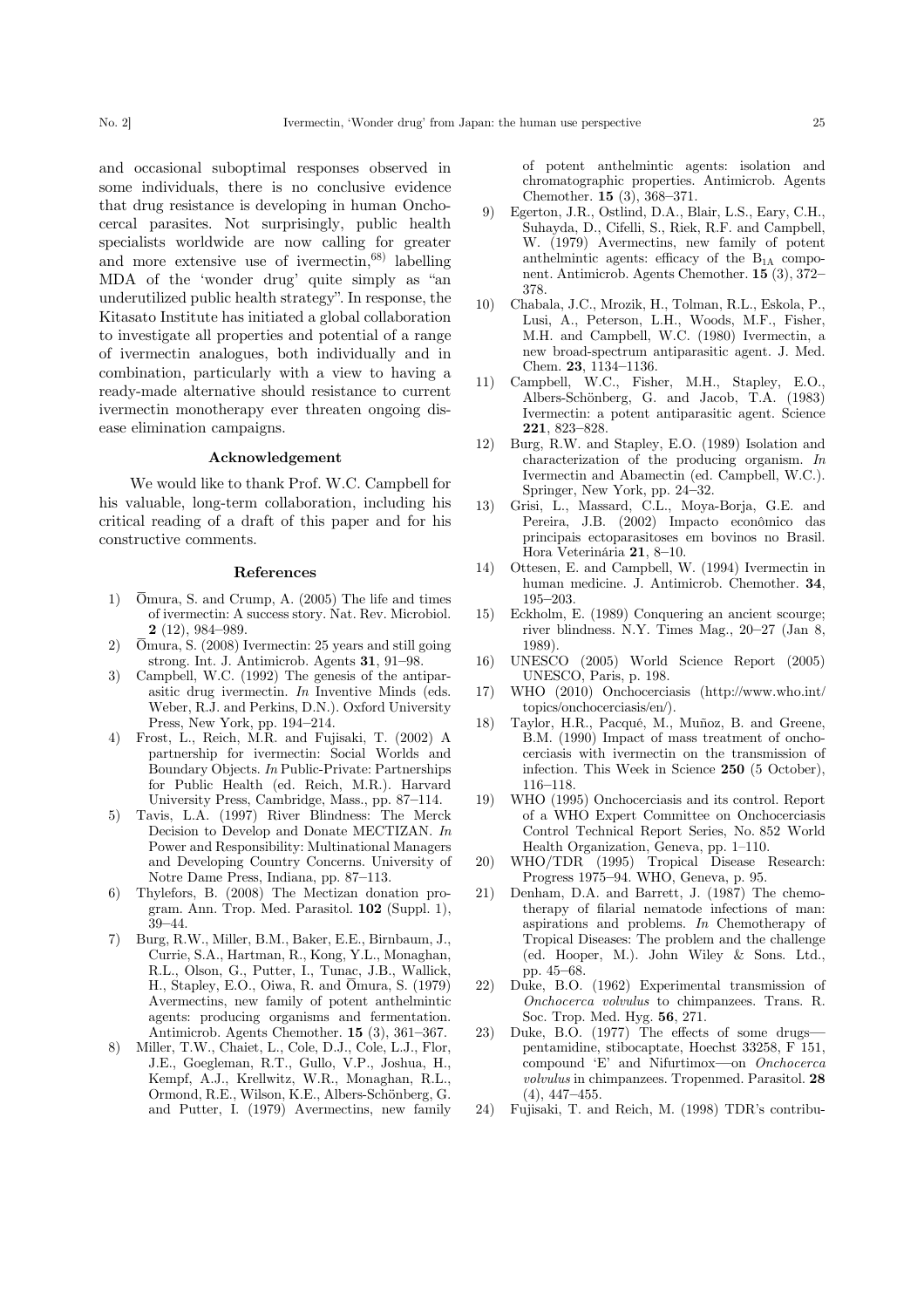and occasional suboptimal responses observed in some individuals, there is no conclusive evidence that drug resistance is developing in human Onchocercal parasites. Not surprisingly, public health specialists worldwide are now calling for greater and more extensive use of ivermectin,[68] labelling MDA of the 'wonder drug' quite simply as "an underutilized public health strategy". In response, the Kitasato Institute has initiated a global collaboration to investigate all properties and potential of a range of ivermectin analogues, both individually and in combination, particularly with a view to having a ready-made alternative should resistance to current ivermectin monotherapy ever threaten ongoing disease elimination campaigns.

### Acknowledgement

We would like to thank Prof. W.C. Campbell for his valuable, long-term collaboration, including his critical reading of a draft of this paper and for his constructive comments.

### References

1) Ōmura, S. and Crump, A. (2005) The life and times of ivermectin: A success story. Nat. Rev. Microbiol. **2** (12), 984–989.
2) Ōmura, S. (2008) Ivermectin: 25 years and still going strong. Int. J. Antimicrob. Agents **31**, 91–98.
3) Campbell, W.C. (1992) The genesis of the antiparasitic drug ivermectin. *In* Inventive Minds (eds. Weber, R.J. and Perkins, D.N.). Oxford University Press, New York, pp. 194–214.
4) Frost, L., Reich, M.R. and Fujisaki, T. (2002) A partnership for ivermectin: Social Worlds and Boundary Objects. *In* Public-Private: Partnerships for Public Health (ed. Reich, M.R.). Harvard University Press, Cambridge, Mass., pp. 87–114.
5) Tavis, L.A. (1997) River Blindness: The Merck Decision to Develop and Donate MECTIZAN. *In* Power and Responsibility: Multinational Managers and Developing Country Concerns. University of Notre Dame Press, Indiana, pp. 87–113.
6) Thylefors, B. (2008) The Mectizan donation program. Ann. Trop. Med. Parasitol. **102** (Suppl. 1), 39–44.
7) Burg, R.W., Miller, B.M., Baker, E.E., Birnbaum, J., Currie, S.A., Hartman, R., Kong, Y.L., Monaghan, R.L., Olson, G., Putter, I., Tunac, J.B., Wallick, H., Stapley, E.O., Oiwa, R. and Ōmura, S. (1979) Avermectins, new family of potent anthelmintic agents: producing organisms and fermentation. Antimicrob. Agents Chemother. **15** (3), 361–367.
8) Miller, T.W., Chaiet, L., Cole, D.J., Cole, L.J., Flor, J.E., Goegleman, R.T., Gullo, V.P., Joshua, H., Kempf, A.J., Krellwitz, W.R., Monaghan, R.L., Ormond, R.E., Wilson, K.E., Albers-Schönberg, G. and Putter, I. (1979) Avermectins, new family of potent anthelmintic agents: isolation and chromatographic properties. Antimicrob. Agents Chemother. **15** (3), 368–371.
9) Egerton, J.R., Ostlind, D.A., Blair, L.S., Eary, C.H., Suhayda, D., Cifelli, S., Riek, R.F. and Campbell, W. (1979) Avermectins, new family of potent anthelmintic agents: efficacy of the $B_{1A}$ component. Antimicrob. Agents Chemother. **15** (3), 372–378.
10) Chabala, J.C., Mrozik, H., Tolman, R.L., Eskola, P., Lusi, A., Peterson, L.H., Woods, M.F., Fisher, M.H. and Campbell, W.C. (1980) Ivermectin, a new broad-spectrum antiparasitic agent. J. Med. Chem. **23**, 1134–1136.
11) Campbell, W.C., Fisher, M.H., Stapley, E.O., Albers-Schönberg, G. and Jacob, T.A. (1983) Ivermectin: a potent antiparasitic agent. Science **221**, 823–828.
12) Burg, R.W. and Stapley, E.O. (1989) Isolation and characterization of the producing organism. *In* Ivermectin and Abamectin (ed. Campbell, W.C.). Springer, New York, pp. 24–32.
13) Grisi, L., Massard, C.L., Moya-Borja, G.E. and Pereira, J.B. (2002) Impacto econômico das principais ectoparasitoses em bovinos no Brasil. Hora Veterinária **21**, 8–10.
14) Ottesen, E. and Campbell, W. (1994) Ivermectin in human medicine. J. Antimicrob. Chemother. **34**, 195–203.
15) Eckholm, E. (1989) Conquering an ancient scourge; river blindness. N.Y. Times Mag., 20–27 (Jan 8, 1989).
16) UNESCO (2005) World Science Report (2005) UNESCO, Paris, p. 198.
17) WHO (2010) Onchocerciasis (http://www.who.int/topics/onchocerciasis/en/).
18) Taylor, H.R., Pacqué, M., Muñoz, B. and Greene, B.M. (1990) Impact of mass treatment of onchocerciasis with ivermectin on the transmission of infection. This Week in Science **250** (5 October), 116–118.
19) WHO (1995) Onchocerciasis and its control. Report of a WHO Expert Committee on Onchocerciasis Control Technical Report Series, No. 852 World Health Organization, Geneva, pp. 1–110.
20) WHO/TDR (1995) Tropical Disease Research: Progress 1975–94. WHO, Geneva, p. 95.
21) Denham, D.A. and Barrett, J. (1987) The chemotherapy of filarial nematode infections of man: aspirations and problems. *In* Chemotherapy of Tropical Diseases: The problem and the challenge (ed. Hooper, M.). John Wiley & Sons. Ltd., pp. 45–68.
22) Duke, B.O. (1962) Experimental transmission of *Onchocerca volvulus* to chimpanzees. Trans. R. Soc. Trop. Med. Hyg. **56**, 271.
23) Duke, B.O. (1977) The effects of some drugs—pentamidine, stibocaptate, Hoechst 33258, F 151, compound 'E' and Nifurtimox—on *Onchocerca volvulus* in chimpanzees. Tropenmed. Parasitol. **28** (4), 447–455.
24) Fujisaki, T. and Reich, M. (1998) TDR's contribu-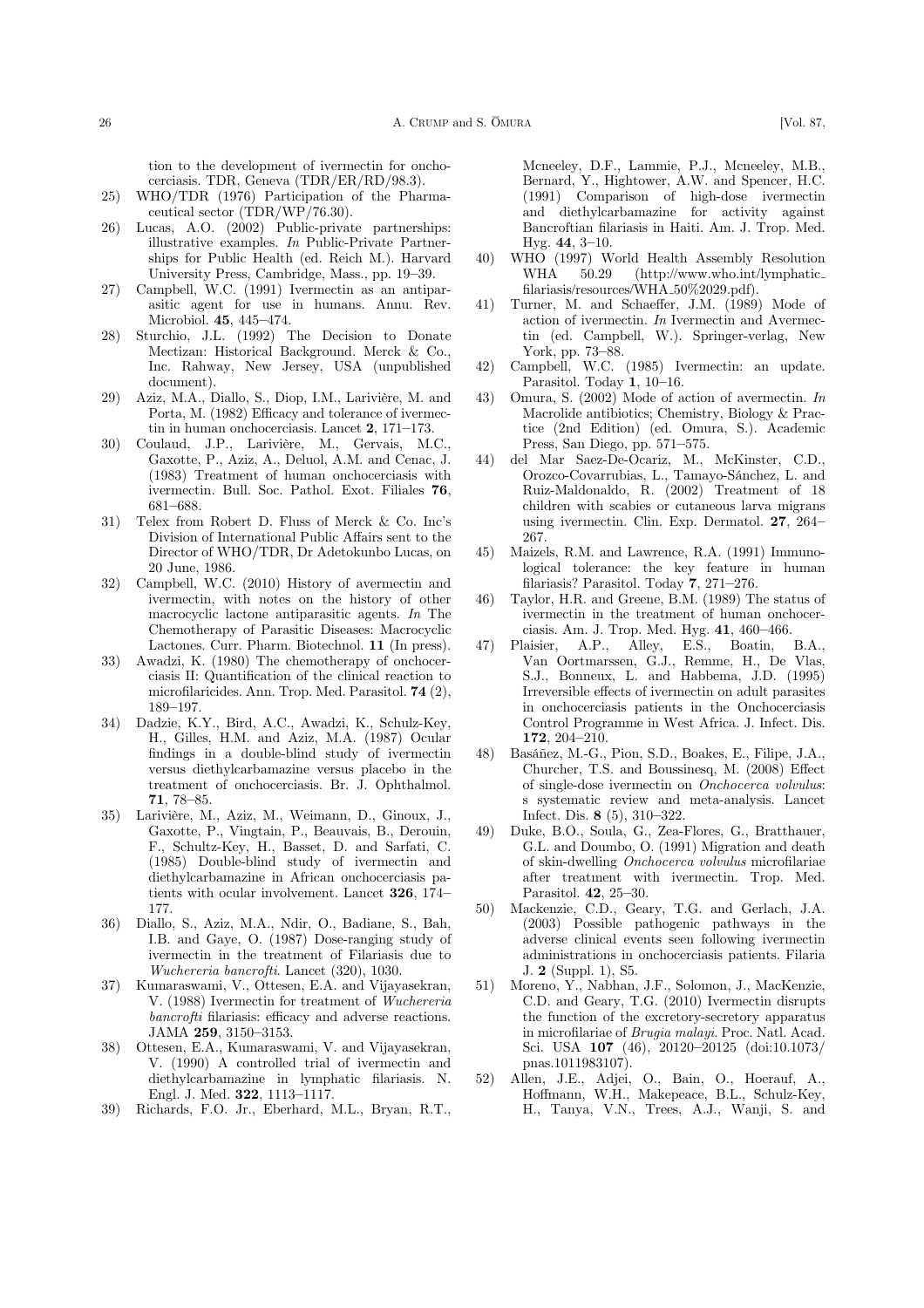tion to the development of ivermectin for onchocerciasis. TDR, Geneva (TDR/ER/RD/98.3).

25) WHO/TDR (1976) Participation of the Pharmaceutical sector (TDR/WP/76.30).

26) Lucas, A.O. (2002) Public-private partnerships: illustrative examples. *In* Public-Private Partnerships for Public Health (ed. Reich M.). Harvard University Press, Cambridge, Mass., pp. 19–39.

27) Campbell, W.C. (1991) Ivermectin as an antiparasitic agent for use in humans. Annu. Rev. Microbiol. **45**, 445–474.

28) Sturchio, J.L. (1992) The Decision to Donate Mectizan: Historical Background. Merck & Co., Inc. Rahway, New Jersey, USA (unpublished document).

29) Aziz, M.A., Diallo, S., Diop, I.M., Larivière, M. and Porta, M. (1982) Efficacy and tolerance of ivermectin in human onchocerciasis. Lancet **2**, 171–173.

30) Coulaud, J.P., Larivière, M., Gervais, M.C., Gaxotte, P., Aziz, A., Deluol, A.M. and Cenac, J. (1983) Treatment of human onchocerciasis with ivermectin. Bull. Soc. Pathol. Exot. Filiales **76**, 681–688.

31) Telex from Robert D. Fluss of Merck & Co. Inc's Division of International Public Affairs sent to the Director of WHO/TDR, Dr Adetokunbo Lucas, on 20 June, 1986.

32) Campbell, W.C. (2010) History of avermectin and ivermectin, with notes on the history of other macrocyclic lactone antiparasitic agents. *In* The Chemotherapy of Parasitic Diseases: Macrocyclic Lactones. Curr. Pharm. Biotechnol. **11** (In press).

33) Awadzi, K. (1980) The chemotherapy of onchocerciasis II: Quantification of the clinical reaction to microfilaricides. Ann. Trop. Med. Parasitol. **74** (2), 189–197.

34) Dadzie, K.Y., Bird, A.C., Awadzi, K., Schulz-Key, H., Gilles, H.M. and Aziz, M.A. (1987) Ocular findings in a double-blind study of ivermectin versus diethylcarbamazine versus placebo in the treatment of onchocerciasis. Br. J. Ophthalmol. **71**, 78–85.

35) Larivière, M., Aziz, M., Weimann, D., Ginoux, J., Gaxotte, P., Vingtain, P., Beauvais, B., Derouin, F., Schultz-Key, H., Basset, D. and Sarfati, C. (1985) Double-blind study of ivermectin and diethylcarbamazine in African onchocerciasis patients with ocular involvement. Lancet **326**, 174–177.

36) Diallo, S., Aziz, M.A., Ndir, O., Badiane, S., Bah, I.B. and Gaye, O. (1987) Dose-ranging study of ivermectin in the treatment of Filariasis due to *Wuchereria bancrofti*. Lancet (320), 1030.

37) Kumaraswami, V., Ottesen, E.A. and Vijayasekran, V. (1988) Ivermectin for treatment of *Wuchereria bancrofti* filariasis: efficacy and adverse reactions. JAMA **259**, 3150–3153.

38) Ottesen, E.A., Kumaraswami, V. and Vijayasekran, V. (1990) A controlled trial of ivermectin and diethylcarbamazine in lymphatic filariasis. N. Engl. J. Med. **322**, 1113–1117.

39) Richards, F.O. Jr., Eberhard, M.L., Bryan, R.T., Mcneeley, D.F., Lammie, P.J., Mcneeley, M.B., Bernard, Y., Hightower, A.W. and Spencer, H.C. (1991) Comparison of high-dose ivermectin and diethylcarbamazine for activity against Bancroftian filariasis in Haiti. Am. J. Trop. Med. Hyg. **44**, 3–10.

40) WHO (1997) World Health Assembly Resolution WHA 50.29 (http://www.who.int/lymphatic_filariasis/resources/WHA_50%2029.pdf).

41) Turner, M. and Schaeffer, J.M. (1989) Mode of action of ivermectin. *In* Ivermectin and Avermectin (ed. Campbell, W.). Springer-verlag, New York, pp. 73–88.

42) Campbell, W.C. (1985) Ivermectin: an update. Parasitol. Today **1**, 10–16.

43) Omura, S. (2002) Mode of action of avermectin. *In* Macrolide antibiotics; Chemistry, Biology & Practice (2nd Edition) (ed. Omura, S.). Academic Press, San Diego, pp. 571–575.

44) del Mar Saez-De-Ocariz, M., McKinster, C.D., Orozco-Covarrubias, L., Tamayo-Sánchez, L. and Ruiz-Maldonaldo, R. (2002) Treatment of 18 children with scabies or cutaneous larva migrans using ivermectin. Clin. Exp. Dermatol. **27**, 264–267.

45) Maizels, R.M. and Lawrence, R.A. (1991) Immunological tolerance: the key feature in human filariasis? Parasitol. Today **7**, 271–276.

46) Taylor, H.R. and Greene, B.M. (1989) The status of ivermectin in the treatment of human onchocerciasis. Am. J. Trop. Med. Hyg. **41**, 460–466.

47) Plaisier, A.P., Alley, E.S., Boatin, B.A., Van Oortmarssen, G.J., Remme, H., De Vlas, S.J., Bonneux, L. and Habbema, J.D. (1995) Irreversible effects of ivermectin on adult parasites in onchocerciasis patients in the Onchocerciasis Control Programme in West Africa. J. Infect. Dis. **172**, 204–210.

48) Basáñez, M.-G., Pion, S.D., Boakes, E., Filipe, J.A., Churcher, T.S. and Boussinesq, M. (2008) Effect of single-dose ivermectin on *Onchocerca volvulus*: s systematic review and meta-analysis. Lancet Infect. Dis. **8** (5), 310–322.

49) Duke, B.O., Soula, G., Zea-Flores, G., Bratthauer, G.L. and Doumbo, O. (1991) Migration and death of skin-dwelling *Onchocerca volvulus* microfilariae after treatment with ivermectin. Trop. Med. Parasitol. **42**, 25–30.

50) Mackenzie, C.D., Geary, T.G. and Gerlach, J.A. (2003) Possible pathogenic pathways in the adverse clinical events seen following ivermectin administrations in onchocerciasis patients. Filaria J. **2** (Suppl. 1), S5.

51) Moreno, Y., Nabhan, J.F., Solomon, J., MacKenzie, C.D. and Geary, T.G. (2010) Ivermectin disrupts the function of the excretory-secretory apparatus in microfilariae of *Brugia malayi*. Proc. Natl. Acad. Sci. USA **107** (46), 20120–20125 (doi:10.1073/pnas.1011983107).

52) Allen, J.E., Adjei, O., Bain, O., Hoerauf, A., Hoffmann, W.H., Makepeace, B.L., Schulz-Key, H., Tanya, V.N., Trees, A.J., Wanji, S. and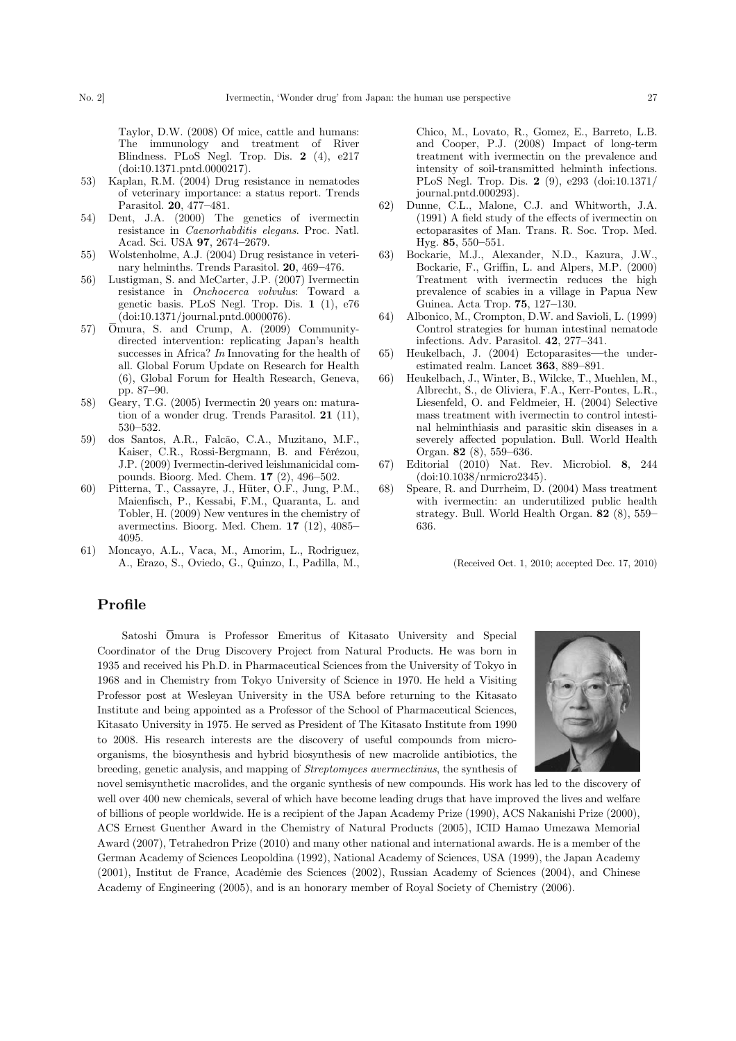Taylor, D.W. (2008) Of mice, cattle and humans: The immunology and treatment of River Blindness. PLoS Negl. Trop. Dis. **2** (4), e217 (doi:10.1371.pntd.0000217).

53) Kaplan, R.M. (2004) Drug resistance in nematodes of veterinary importance: a status report. Trends Parasitol. **20**, 477–481.
54) Dent, J.A. (2000) The genetics of ivermectin resistance in *Caenorhabditis elegans*. Proc. Natl. Acad. Sci. USA **97**, 2674–2679.
55) Wolstenholme, A.J. (2004) Drug resistance in veterinary helminths. Trends Parasitol. **20**, 469–476.
56) Lustigman, S. and McCarter, J.P. (2007) Ivermectin resistance in *Onchocerca volvulus*: Toward a genetic basis. PLoS Negl. Trop. Dis. **1** (1), e76 (doi:10.1371/journal.pntd.0000076).
57) Ōmura, S. and Crump, A. (2009) Community-directed intervention: replicating Japan's health successes in Africa? *In* Innovating for the health of all. Global Forum Update on Research for Health (6), Global Forum for Health Research, Geneva, pp. 87–90.
58) Geary, T.G. (2005) Ivermectin 20 years on: maturation of a wonder drug. Trends Parasitol. **21** (11), 530–532.
59) dos Santos, A.R., Falcão, C.A., Muzitano, M.F., Kaiser, C.R., Rossi-Bergmann, B. and Férézou, J.P. (2009) Ivermectin-derived leishmanicidal compounds. Bioorg. Med. Chem. **17** (2), 496–502.
60) Pitterna, T., Cassayre, J., Hüter, O.F., Jung, P.M., Maienfisch, P., Kessabi, F.M., Quaranta, L. and Tobler, H. (2009) New ventures in the chemistry of avermectins. Bioorg. Med. Chem. **17** (12), 4085–4095.
61) Moncayo, A.L., Vaca, M., Amorim, L., Rodriguez, A., Erazo, S., Oviedo, G., Quinzo, I., Padilla, M., Chico, M., Lovato, R., Gomez, E., Barreto, L.B. and Cooper, P.J. (2008) Impact of long-term treatment with ivermectin on the prevalence and intensity of soil-transmitted helminth infections. PLoS Negl. Trop. Dis. **2** (9), e293 (doi:10.1371/journal.pntd.000293).
62) Dunne, C.L., Malone, C.J. and Whitworth, J.A. (1991) A field study of the effects of ivermectin on ectoparasites of Man. Trans. R. Soc. Trop. Med. Hyg. **85**, 550–551.
63) Bockarie, M.J., Alexander, N.D., Kazura, J.W., Bockarie, F., Griffin, L. and Alpers, M.P. (2000) Treatment with ivermectin reduces the high prevalence of scabies in a village in Papua New Guinea. Acta Trop. **75**, 127–130.
64) Albonico, M., Crompton, D.W. and Savioli, L. (1999) Control strategies for human intestinal nematode infections. Adv. Parasitol. **42**, 277–341.
65) Heukelbach, J. (2004) Ectoparasites—the underestimated realm. Lancet **363**, 889–891.
66) Heukelbach, J., Winter, B., Wilcke, T., Muehlen, M., Albrecht, S., de Oliviera, F.A., Kerr-Pontes, L.R., Liesenfeld, O. and Feldmeier, H. (2004) Selective mass treatment with ivermectin to control intestinal helminthiasis and parasitic skin diseases in a severely affected population. Bull. World Health Organ. **82** (8), 559–636.
67) Editorial (2010) Nat. Rev. Microbiol. **8**, 244 (doi:10.1038/nrmicro2345).
68) Speare, R. and Durrheim, D. (2004) Mass treatment with ivermectin: an underutilized public health strategy. Bull. World Health Organ. **82** (8), 559–636.

(Received Oct. 1, 2010; accepted Dec. 17, 2010)

## Profile

Satoshi Ōmura is Professor Emeritus of Kitasato University and Special Coordinator of the Drug Discovery Project from Natural Products. He was born in 1935 and received his Ph.D. in Pharmaceutical Sciences from the University of Tokyo in 1968 and in Chemistry from Tokyo University of Science in 1970. He held a Visiting Professor post at Wesleyan University in the USA before returning to the Kitasato Institute and being appointed as a Professor of the School of Pharmaceutical Sciences, Kitasato University in 1975. He served as President of The Kitasato Institute from 1990 to 2008. His research interests are the discovery of useful compounds from microorganisms, the biosynthesis and hybrid biosynthesis of new macrolide antibiotics, the breeding, genetic analysis, and mapping of *Streptomyces avermectinius*, the synthesis of novel semisynthetic macrolides, and the organic synthesis of new compounds. His work has led to the discovery of well over 400 new chemicals, several of which have become leading drugs that have improved the lives and welfare of billions of people worldwide. He is a recipient of the Japan Academy Prize (1990), ACS Nakanishi Prize (2000), ACS Ernest Guenther Award in the Chemistry of Natural Products (2005), ICID Hamao Umezawa Memorial Award (2007), Tetrahedron Prize (2010) and many other national and international awards. He is a member of the German Academy of Sciences Leopoldina (1992), National Academy of Sciences, USA (1999), the Japan Academy (2001), Institut de France, Académie des Sciences (2002), Russian Academy of Sciences (2004), and Chinese Academy of Engineering (2005), and is an honorary member of Royal Society of Chemistry (2006).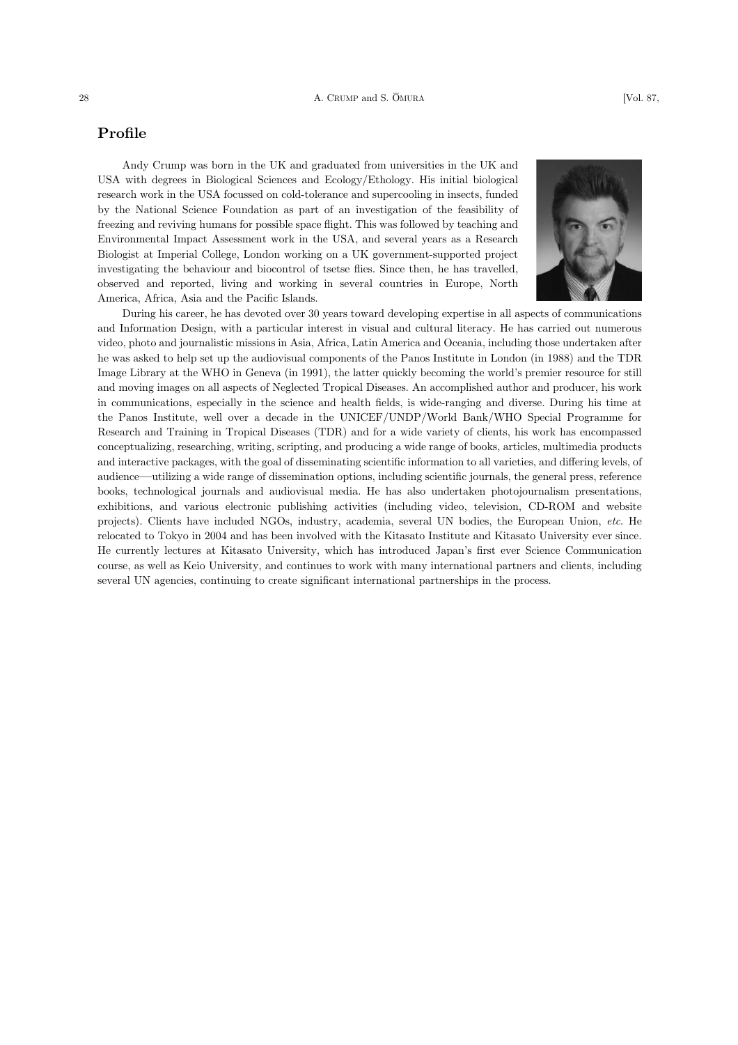## Profile

Andy Crump was born in the UK and graduated from universities in the UK and USA with degrees in Biological Sciences and Ecology/Ethology. His initial biological research work in the USA focussed on cold-tolerance and supercooling in insects, funded by the National Science Foundation as part of an investigation of the feasibility of freezing and reviving humans for possible space flight. This was followed by teaching and Environmental Impact Assessment work in the USA, and several years as a Research Biologist at Imperial College, London working on a UK government-supported project investigating the behaviour and biocontrol of tsetse flies. Since then, he has travelled, observed and reported, living and working in several countries in Europe, North America, Africa, Asia and the Pacific Islands.

During his career, he has devoted over 30 years toward developing expertise in all aspects of communications and Information Design, with a particular interest in visual and cultural literacy. He has carried out numerous video, photo and journalistic missions in Asia, Africa, Latin America and Oceania, including those undertaken after he was asked to help set up the audiovisual components of the Panos Institute in London (in 1988) and the TDR Image Library at the WHO in Geneva (in 1991), the latter quickly becoming the world's premier resource for still and moving images on all aspects of Neglected Tropical Diseases. An accomplished author and producer, his work in communications, especially in the science and health fields, is wide-ranging and diverse. During his time at the Panos Institute, well over a decade in the UNICEF/UNDP/World Bank/WHO Special Programme for Research and Training in Tropical Diseases (TDR) and for a wide variety of clients, his work has encompassed conceptualizing, researching, writing, scripting, and producing a wide range of books, articles, multimedia products and interactive packages, with the goal of disseminating scientific information to all varieties, and differing levels, of audience—utilizing a wide range of dissemination options, including scientific journals, the general press, reference books, technological journals and audiovisual media. He has also undertaken photojournalism presentations, exhibitions, and various electronic publishing activities (including video, television, CD-ROM and website projects). Clients have included NGOs, industry, academia, several UN bodies, the European Union, *etc.* He relocated to Tokyo in 2004 and has been involved with the Kitasato Institute and Kitasato University ever since. He currently lectures at Kitasato University, which has introduced Japan's first ever Science Communication course, as well as Keio University, and continues to work with many international partners and clients, including several UN agencies, continuing to create significant international partnerships in the process.